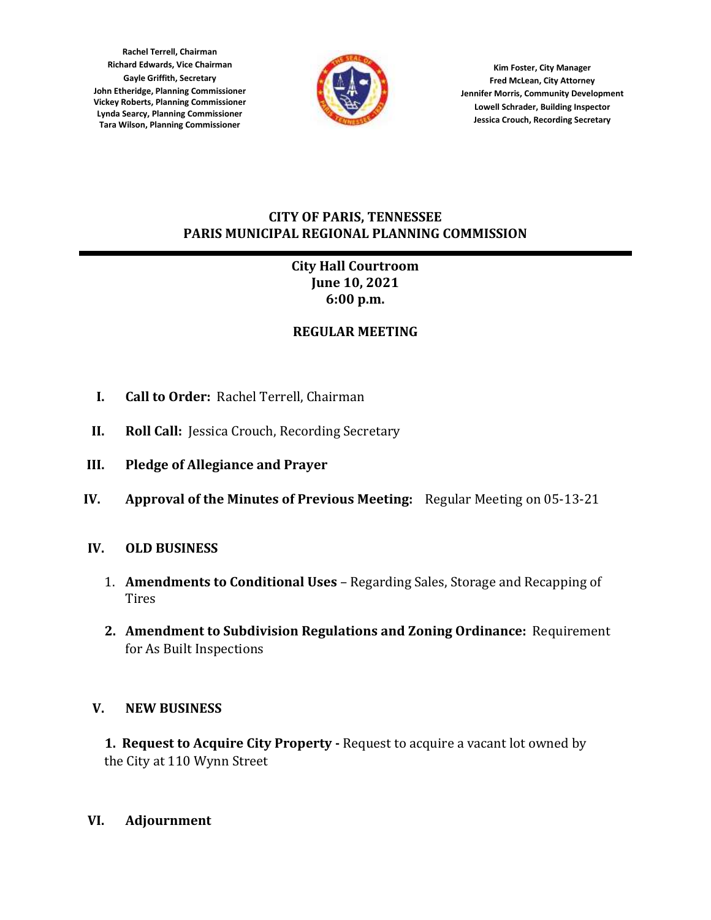**Rachel Terrell, Chairman**
**Richard Edwards, Vice Chairman**
**Gayle Griffith, Secretary**
**John Etheridge, Planning Commissioner**
**Vickey Roberts, Planning Commissioner**
**Lynda Searcy, Planning Commissioner**
**Tara Wilson, Planning Commissioner**

**Kim Foster, City Manager**
**Fred McLean, City Attorney**
**Jennifer Morris, Community Development**
**Lowell Schrader, Building Inspector**
**Jessica Crouch, Recording Secretary**

# CITY OF PARIS, TENNESSEE
# PARIS MUNICIPAL REGIONAL PLANNING COMMISSION

---

**City Hall Courtroom**
**June 10, 2021**
**6:00 p.m.**

## REGULAR MEETING

I. **Call to Order:** Rachel Terrell, Chairman

II. **Roll Call:** Jessica Crouch, Recording Secretary

III. **Pledge of Allegiance and Prayer**

IV. **Approval of the Minutes of Previous Meeting:** Regular Meeting on 05-13-21

IV. **OLD BUSINESS**

1. **Amendments to Conditional Uses** – Regarding Sales, Storage and Recapping of Tires
2. **Amendment to Subdivision Regulations and Zoning Ordinance:** Requirement for As Built Inspections

V. **NEW BUSINESS**

1. **Request to Acquire City Property -** Request to acquire a vacant lot owned by the City at 110 Wynn Street

VI. **Adjournment**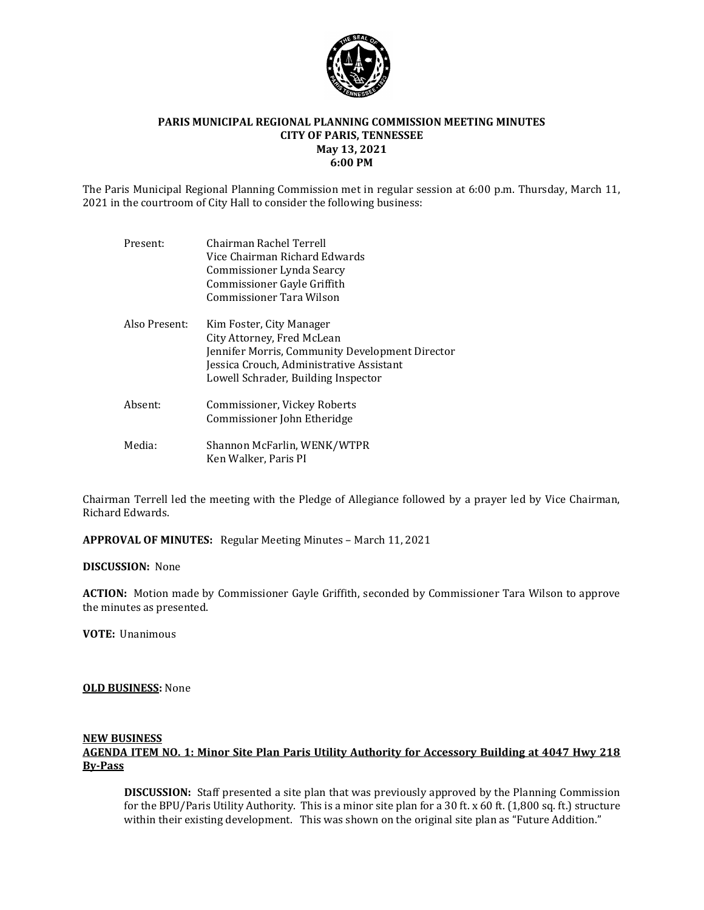**PARIS MUNICIPAL REGIONAL PLANNING COMMISSION MEETING MINUTES**
**CITY OF PARIS, TENNESSEE**
**May 13, 2021**
**6:00 PM**

The Paris Municipal Regional Planning Commission met in regular session at 6:00 p.m. Thursday, March 11, 2021 in the courtroom of City Hall to consider the following business:

| | |
|---|---|
| Present: | Chairman Rachel Terrell<br>Vice Chairman Richard Edwards<br>Commissioner Lynda Searcy<br>Commissioner Gayle Griffith<br>Commissioner Tara Wilson |
| Also Present: | Kim Foster, City Manager<br>City Attorney, Fred McLean<br>Jennifer Morris, Community Development Director<br>Jessica Crouch, Administrative Assistant<br>Lowell Schrader, Building Inspector |
| Absent: | Commissioner, Vickey Roberts<br>Commissioner John Etheridge |
| Media: | Shannon McFarlin, WENK/WTPR<br>Ken Walker, Paris PI |

Chairman Terrell led the meeting with the Pledge of Allegiance followed by a prayer led by Vice Chairman, Richard Edwards.

**APPROVAL OF MINUTES:** Regular Meeting Minutes – March 11, 2021

**DISCUSSION:** None

**ACTION:** Motion made by Commissioner Gayle Griffith, seconded by Commissioner Tara Wilson to approve the minutes as presented.

**VOTE:** Unanimous

**OLD BUSINESS:** None

**NEW BUSINESS**
**AGENDA ITEM NO. 1: Minor Site Plan Paris Utility Authority for Accessory Building at 4047 Hwy 218 By-Pass**

**DISCUSSION:** Staff presented a site plan that was previously approved by the Planning Commission for the BPU/Paris Utility Authority. This is a minor site plan for a 30 ft. x 60 ft. (1,800 sq. ft.) structure within their existing development. This was shown on the original site plan as "Future Addition."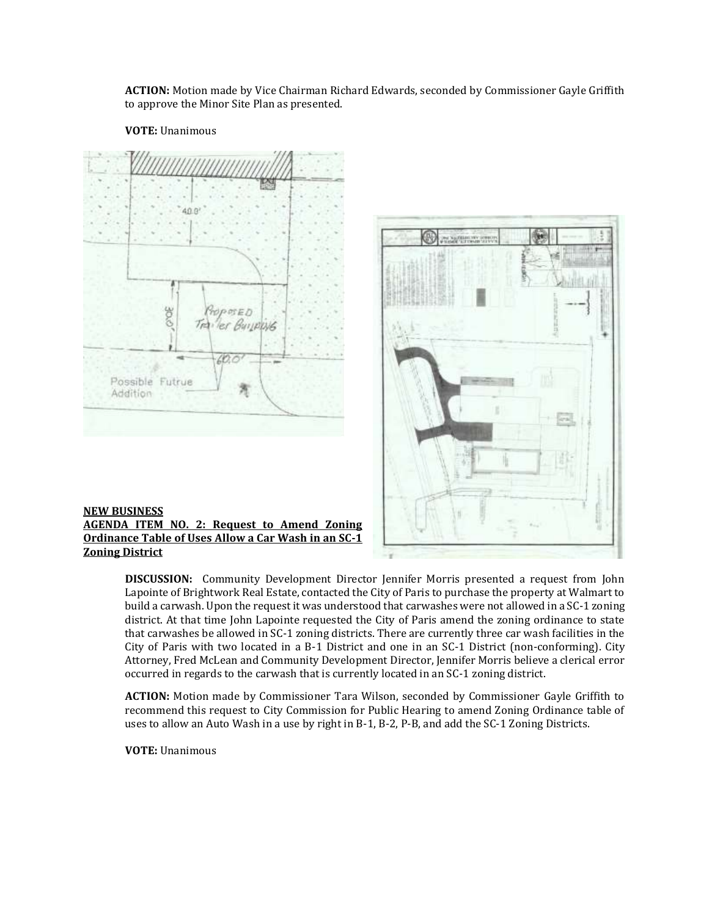**ACTION:** Motion made by Vice Chairman Richard Edwards, seconded by Commissioner Gayle Griffith to approve the Minor Site Plan as presented.

**VOTE:** Unanimous

**NEW BUSINESS**

**AGENDA ITEM NO. 2: Request to Amend Zoning Ordinance Table of Uses Allow a Car Wash in an SC-1 Zoning District**

**DISCUSSION:** Community Development Director Jennifer Morris presented a request from John Lapointe of Brightwork Real Estate, contacted the City of Paris to purchase the property at Walmart to build a carwash. Upon the request it was understood that carwashes were not allowed in a SC-1 zoning district. At that time John Lapointe requested the City of Paris amend the zoning ordinance to state that carwashes be allowed in SC-1 zoning districts. There are currently three car wash facilities in the City of Paris with two located in a B-1 District and one in an SC-1 District (non-conforming). City Attorney, Fred McLean and Community Development Director, Jennifer Morris believe a clerical error occurred in regards to the carwash that is currently located in an SC-1 zoning district.

**ACTION:** Motion made by Commissioner Tara Wilson, seconded by Commissioner Gayle Griffith to recommend this request to City Commission for Public Hearing to amend Zoning Ordinance table of uses to allow an Auto Wash in a use by right in B-1, B-2, P-B, and add the SC-1 Zoning Districts.

**VOTE:** Unanimous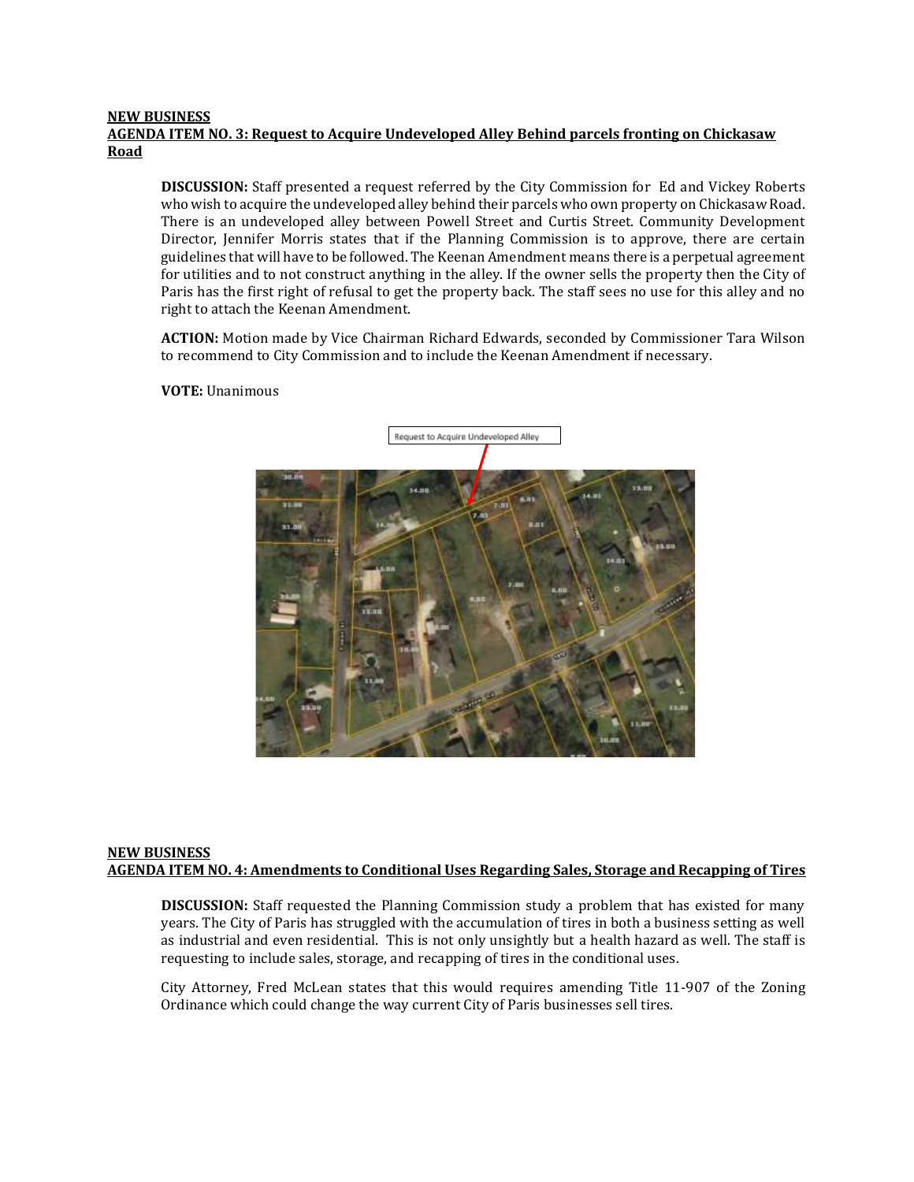**NEW BUSINESS**
**AGENDA ITEM NO. 3: Request to Acquire Undeveloped Alley Behind parcels fronting on Chickasaw Road**

**DISCUSSION:** Staff presented a request referred by the City Commission for Ed and Vickey Roberts who wish to acquire the undeveloped alley behind their parcels who own property on Chickasaw Road. There is an undeveloped alley between Powell Street and Curtis Street. Community Development Director, Jennifer Morris states that if the Planning Commission is to approve, there are certain guidelines that will have to be followed. The Keenan Amendment means there is a perpetual agreement for utilities and to not construct anything in the alley. If the owner sells the property then the City of Paris has the first right of refusal to get the property back. The staff sees no use for this alley and no right to attach the Keenan Amendment.

**ACTION:** Motion made by Vice Chairman Richard Edwards, seconded by Commissioner Tara Wilson to recommend to City Commission and to include the Keenan Amendment if necessary.

**VOTE:** Unanimous

Request to Acquire Undeveloped Alley

**NEW BUSINESS**
**AGENDA ITEM NO. 4: Amendments to Conditional Uses Regarding Sales, Storage and Recapping of Tires**

**DISCUSSION:** Staff requested the Planning Commission study a problem that has existed for many years. The City of Paris has struggled with the accumulation of tires in both a business setting as well as industrial and even residential. This is not only unsightly but a health hazard as well. The staff is requesting to include sales, storage, and recapping of tires in the conditional uses.

City Attorney, Fred McLean states that this would requires amending Title 11-907 of the Zoning Ordinance which could change the way current City of Paris businesses sell tires.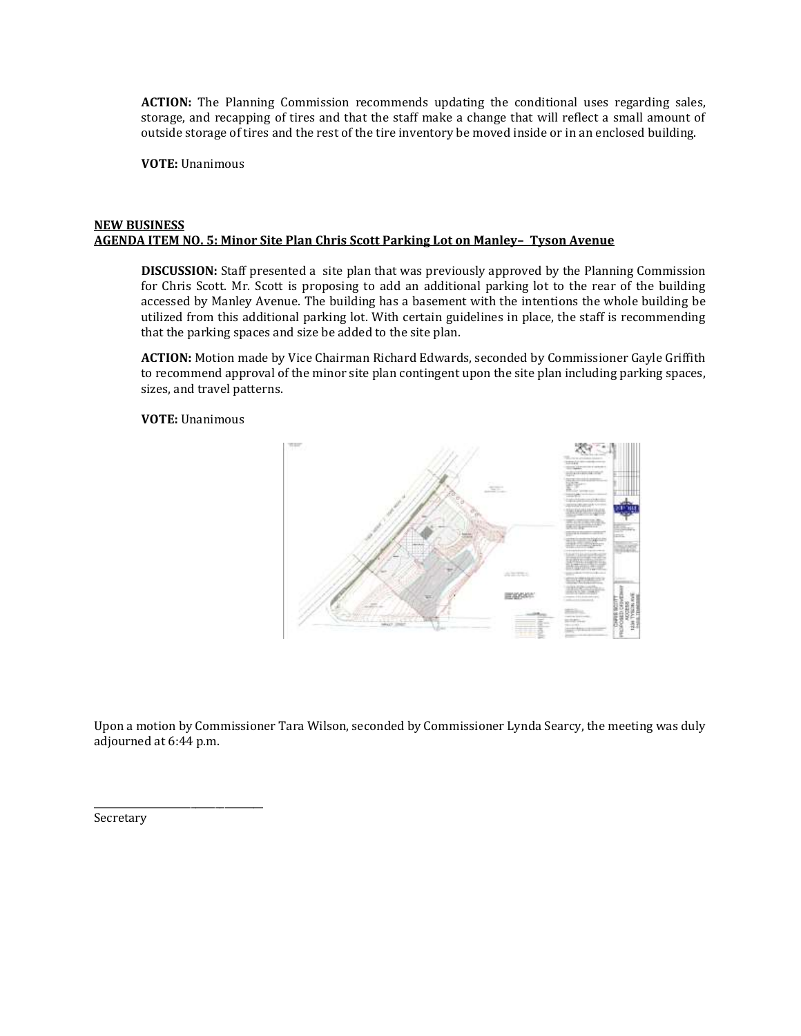**ACTION:** The Planning Commission recommends updating the conditional uses regarding sales, storage, and recapping of tires and that the staff make a change that will reflect a small amount of outside storage of tires and the rest of the tire inventory be moved inside or in an enclosed building.

**VOTE:** Unanimous

**NEW BUSINESS**
**AGENDA ITEM NO. 5: Minor Site Plan Chris Scott Parking Lot on Manley– Tyson Avenue**

**DISCUSSION:** Staff presented a site plan that was previously approved by the Planning Commission for Chris Scott. Mr. Scott is proposing to add an additional parking lot to the rear of the building accessed by Manley Avenue. The building has a basement with the intentions the whole building be utilized from this additional parking lot. With certain guidelines in place, the staff is recommending that the parking spaces and size be added to the site plan.

**ACTION:** Motion made by Vice Chairman Richard Edwards, seconded by Commissioner Gayle Griffith to recommend approval of the minor site plan contingent upon the site plan including parking spaces, sizes, and travel patterns.

**VOTE:** Unanimous

Upon a motion by Commissioner Tara Wilson, seconded by Commissioner Lynda Searcy, the meeting was duly adjourned at 6:44 p.m.

\_\_\_\_\_\_\_\_\_\_\_\_\_\_\_\_\_\_\_\_\_\_\_\_\_\_\_\_\_\_\_\_

Secretary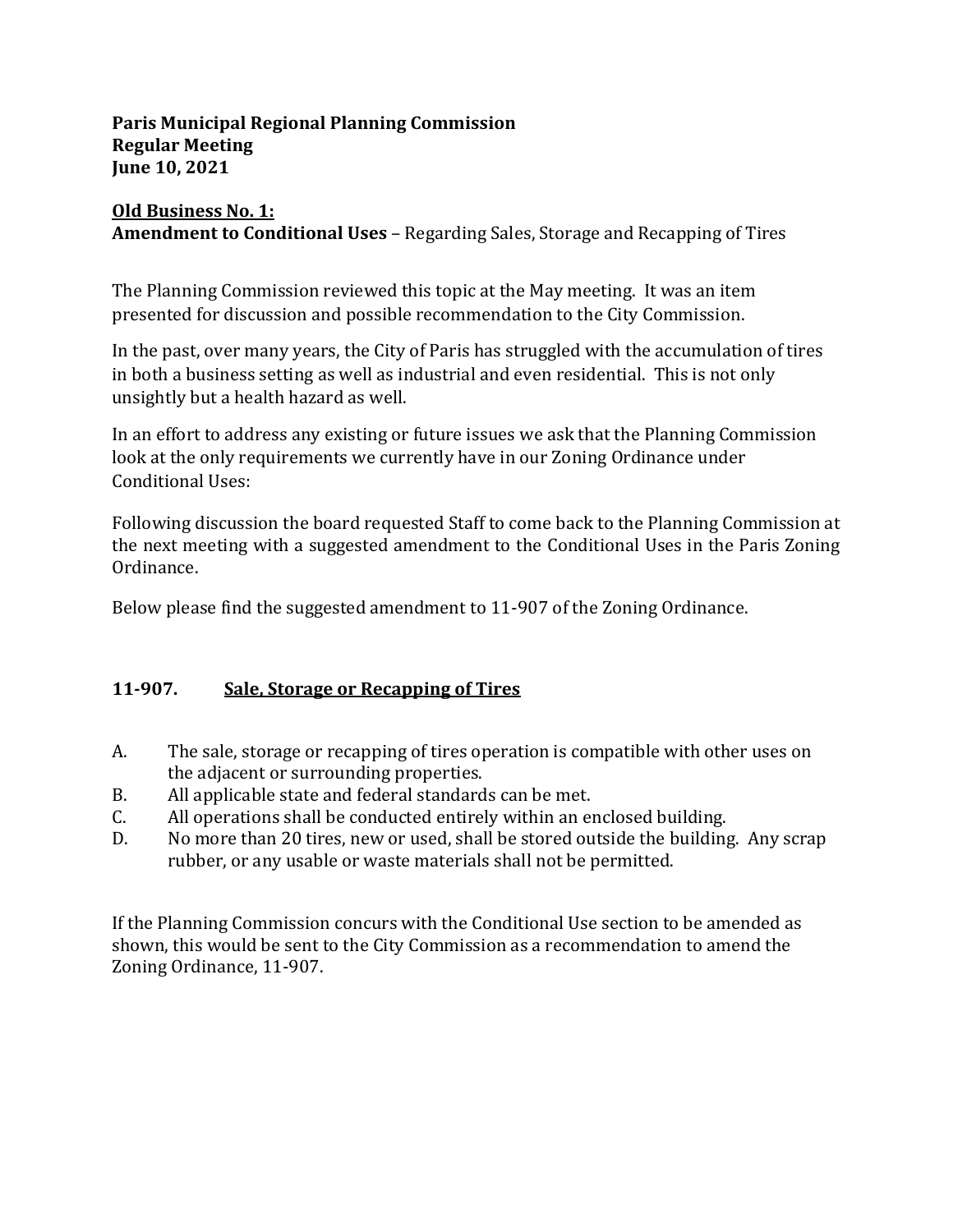**Paris Municipal Regional Planning Commission**
**Regular Meeting**
**June 10, 2021**

**<u>Old Business No. 1:</u>**
**Amendment to Conditional Uses** – Regarding Sales, Storage and Recapping of Tires

The Planning Commission reviewed this topic at the May meeting. It was an item presented for discussion and possible recommendation to the City Commission.

In the past, over many years, the City of Paris has struggled with the accumulation of tires in both a business setting as well as industrial and even residential. This is not only unsightly but a health hazard as well.

In an effort to address any existing or future issues we ask that the Planning Commission look at the only requirements we currently have in our Zoning Ordinance under Conditional Uses:

Following discussion the board requested Staff to come back to the Planning Commission at the next meeting with a suggested amendment to the Conditional Uses in the Paris Zoning Ordinance.

Below please find the suggested amendment to 11-907 of the Zoning Ordinance.

### 11-907. <u>Sale, Storage or Recapping of Tires</u>

A. The sale, storage or recapping of tires operation is compatible with other uses on the adjacent or surrounding properties.
B. All applicable state and federal standards can be met.
C. All operations shall be conducted entirely within an enclosed building.
D. No more than 20 tires, new or used, shall be stored outside the building. Any scrap rubber, or any usable or waste materials shall not be permitted.

If the Planning Commission concurs with the Conditional Use section to be amended as shown, this would be sent to the City Commission as a recommendation to amend the Zoning Ordinance, 11-907.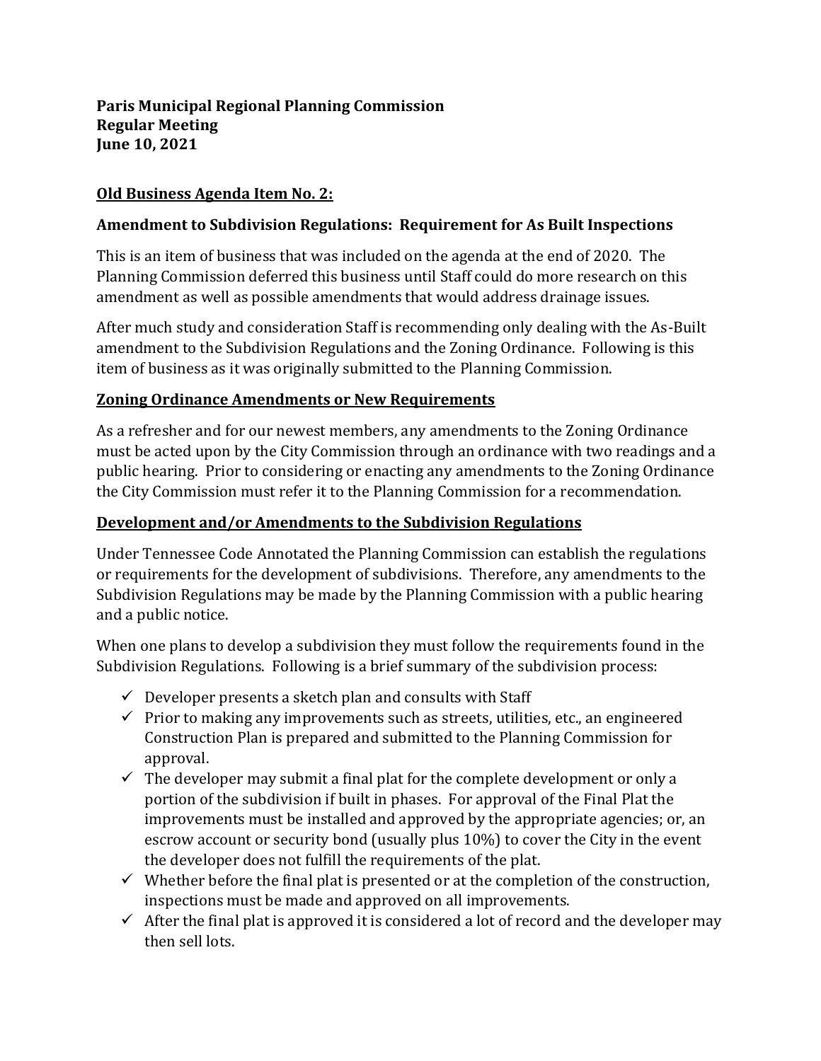**Paris Municipal Regional Planning Commission**
**Regular Meeting**
**June 10, 2021**

## Old Business Agenda Item No. 2:

### Amendment to Subdivision Regulations: Requirement for As Built Inspections

This is an item of business that was included on the agenda at the end of 2020. The Planning Commission deferred this business until Staff could do more research on this amendment as well as possible amendments that would address drainage issues.

After much study and consideration Staff is recommending only dealing with the As-Built amendment to the Subdivision Regulations and the Zoning Ordinance. Following is this item of business as it was originally submitted to the Planning Commission.

### Zoning Ordinance Amendments or New Requirements

As a refresher and for our newest members, any amendments to the Zoning Ordinance must be acted upon by the City Commission through an ordinance with two readings and a public hearing. Prior to considering or enacting any amendments to the Zoning Ordinance the City Commission must refer it to the Planning Commission for a recommendation.

### Development and/or Amendments to the Subdivision Regulations

Under Tennessee Code Annotated the Planning Commission can establish the regulations or requirements for the development of subdivisions. Therefore, any amendments to the Subdivision Regulations may be made by the Planning Commission with a public hearing and a public notice.

When one plans to develop a subdivision they must follow the requirements found in the Subdivision Regulations. Following is a brief summary of the subdivision process:

- ✓ Developer presents a sketch plan and consults with Staff
- ✓ Prior to making any improvements such as streets, utilities, etc., an engineered Construction Plan is prepared and submitted to the Planning Commission for approval.
- ✓ The developer may submit a final plat for the complete development or only a portion of the subdivision if built in phases. For approval of the Final Plat the improvements must be installed and approved by the appropriate agencies; or, an escrow account or security bond (usually plus 10%) to cover the City in the event the developer does not fulfill the requirements of the plat.
- ✓ Whether before the final plat is presented or at the completion of the construction, inspections must be made and approved on all improvements.
- ✓ After the final plat is approved it is considered a lot of record and the developer may then sell lots.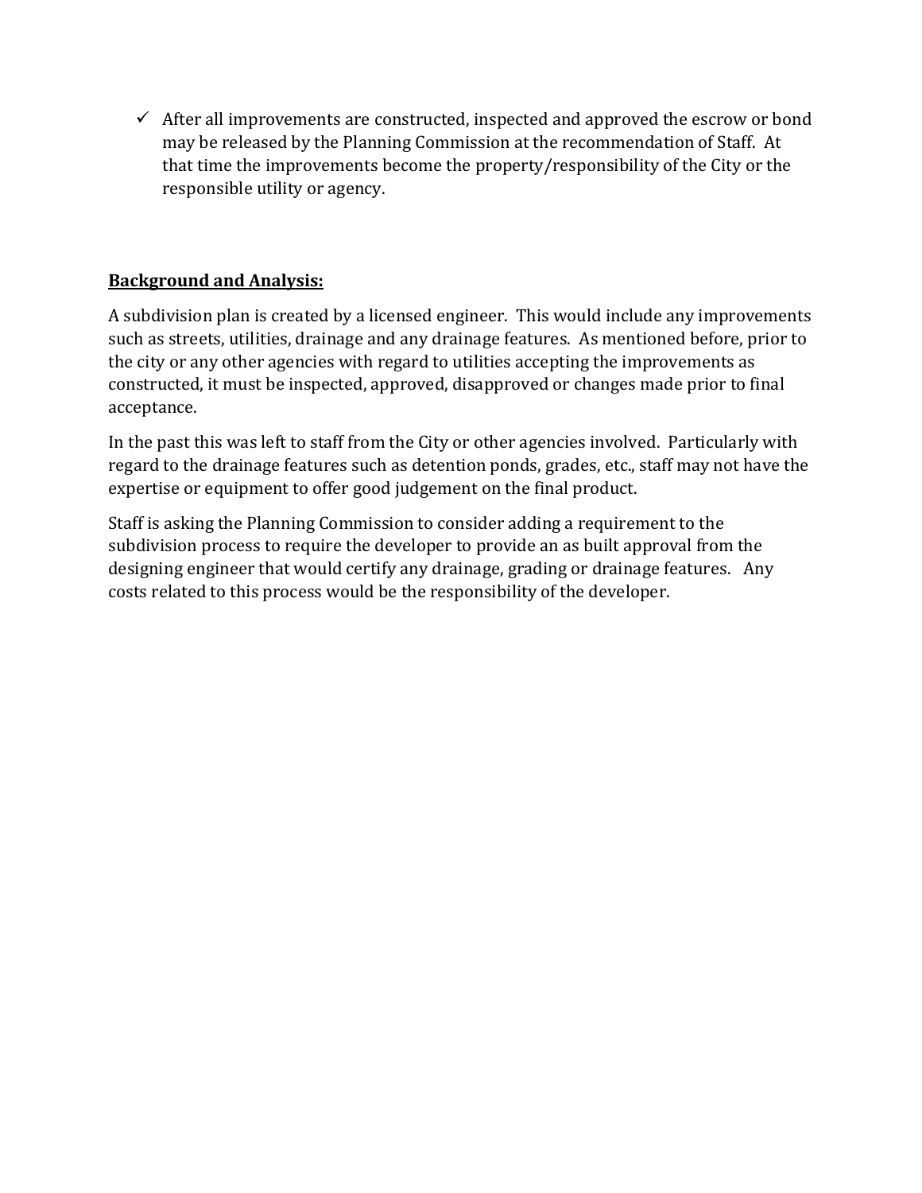- ✓ After all improvements are constructed, inspected and approved the escrow or bond may be released by the Planning Commission at the recommendation of Staff. At that time the improvements become the property/responsibility of the City or the responsible utility or agency.

**<u>Background and Analysis:</u>**

A subdivision plan is created by a licensed engineer. This would include any improvements such as streets, utilities, drainage and any drainage features. As mentioned before, prior to the city or any other agencies with regard to utilities accepting the improvements as constructed, it must be inspected, approved, disapproved or changes made prior to final acceptance.

In the past this was left to staff from the City or other agencies involved. Particularly with regard to the drainage features such as detention ponds, grades, etc., staff may not have the expertise or equipment to offer good judgement on the final product.

Staff is asking the Planning Commission to consider adding a requirement to the subdivision process to require the developer to provide an as built approval from the designing engineer that would certify any drainage, grading or drainage features. Any costs related to this process would be the responsibility of the developer.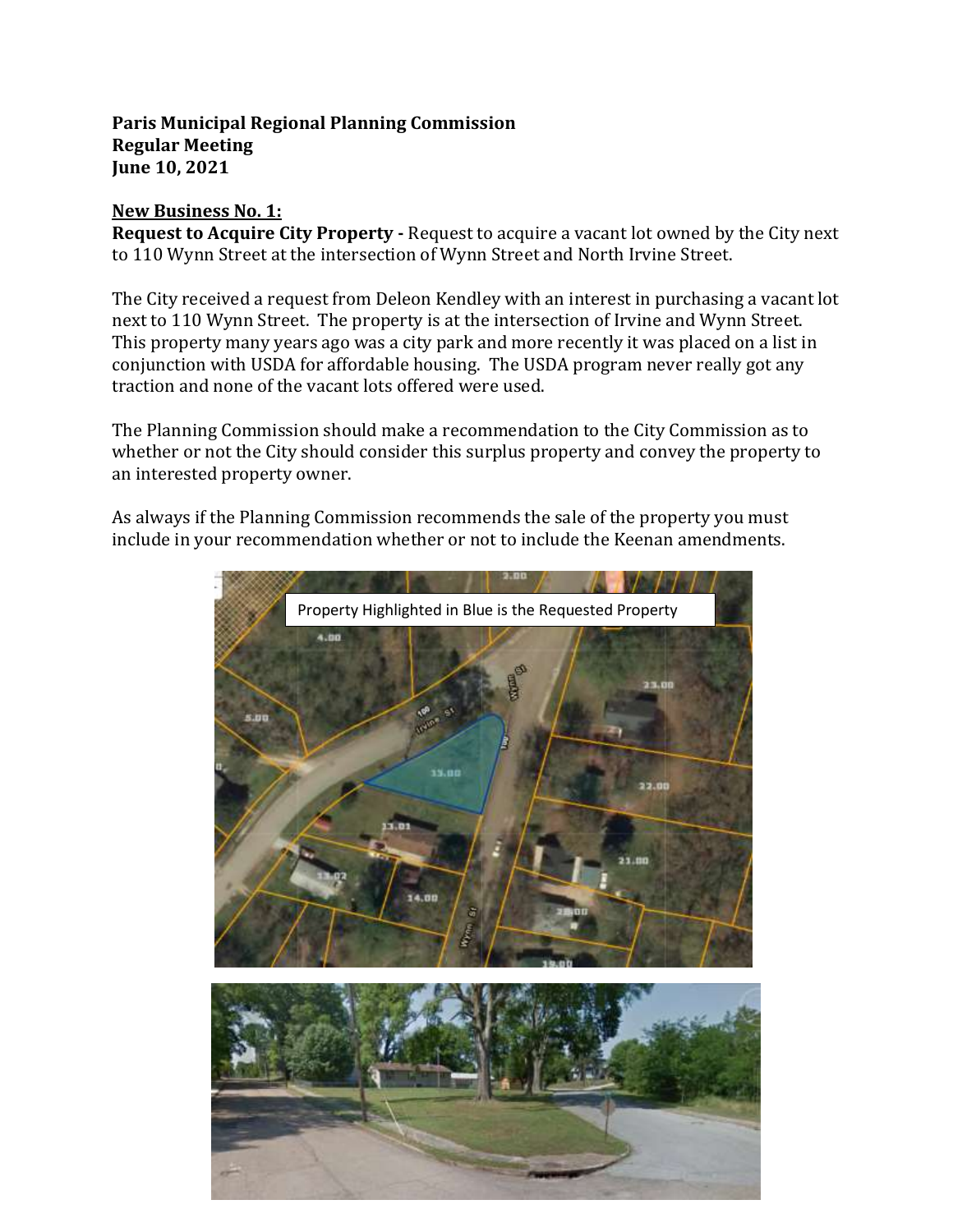**Paris Municipal Regional Planning Commission**
**Regular Meeting**
**June 10, 2021**

**New Business No. 1:**

**Request to Acquire City Property -** Request to acquire a vacant lot owned by the City next to 110 Wynn Street at the intersection of Wynn Street and North Irvine Street.

The City received a request from Deleon Kendley with an interest in purchasing a vacant lot next to 110 Wynn Street. The property is at the intersection of Irvine and Wynn Street. This property many years ago was a city park and more recently it was placed on a list in conjunction with USDA for affordable housing. The USDA program never really got any traction and none of the vacant lots offered were used.

The Planning Commission should make a recommendation to the City Commission as to whether or not the City should consider this surplus property and convey the property to an interested property owner.

As always if the Planning Commission recommends the sale of the property you must include in your recommendation whether or not to include the Keenan amendments.

Property Highlighted in Blue is the Requested Property